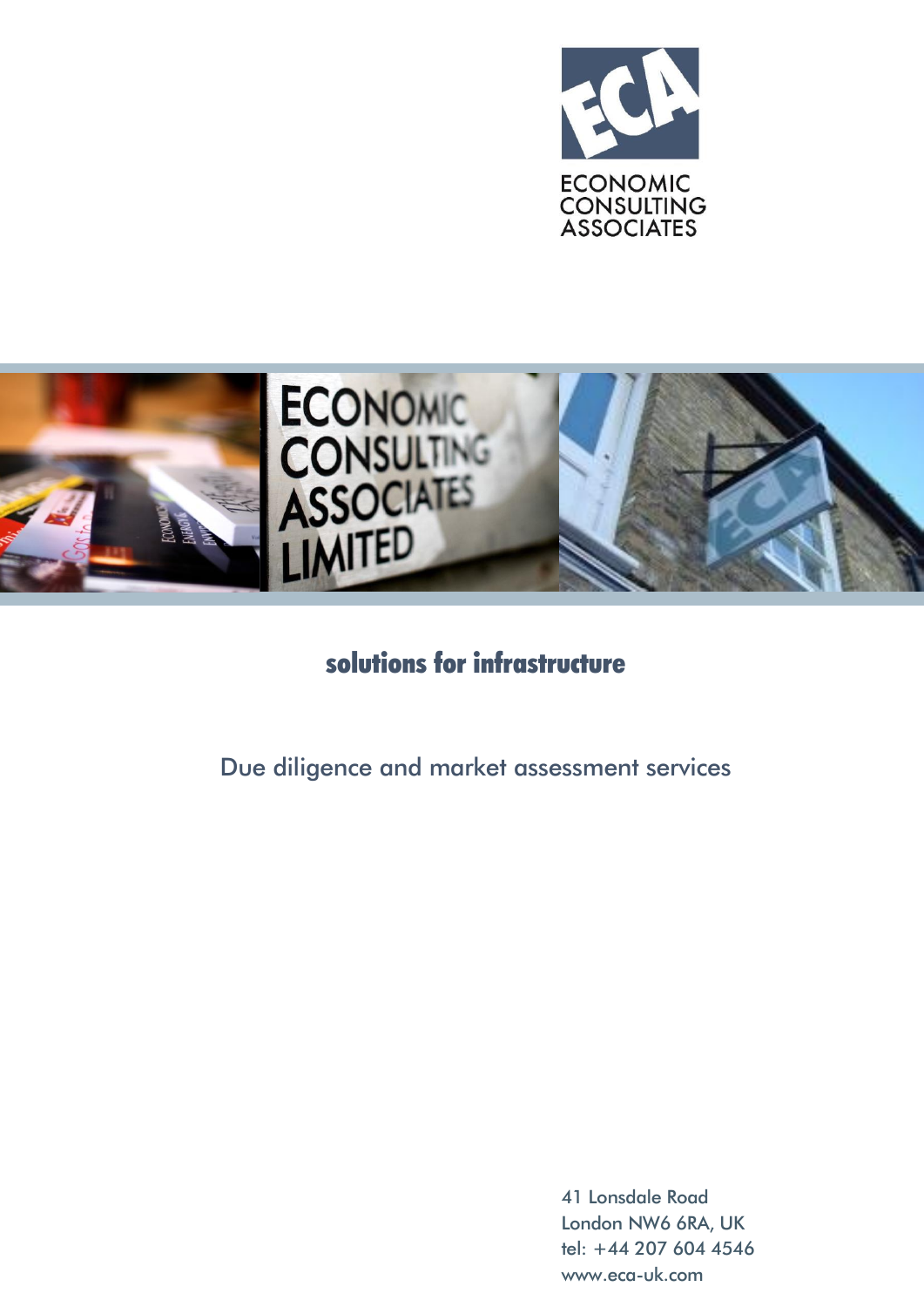ECONOMIC CONSULTING ASSOCIATES

# solutions for infrastructure

## Due diligence and market assessment services

41 Lonsdale Road
London NW6 6RA, UK
tel: +44 207 604 4546
www.eca-uk.com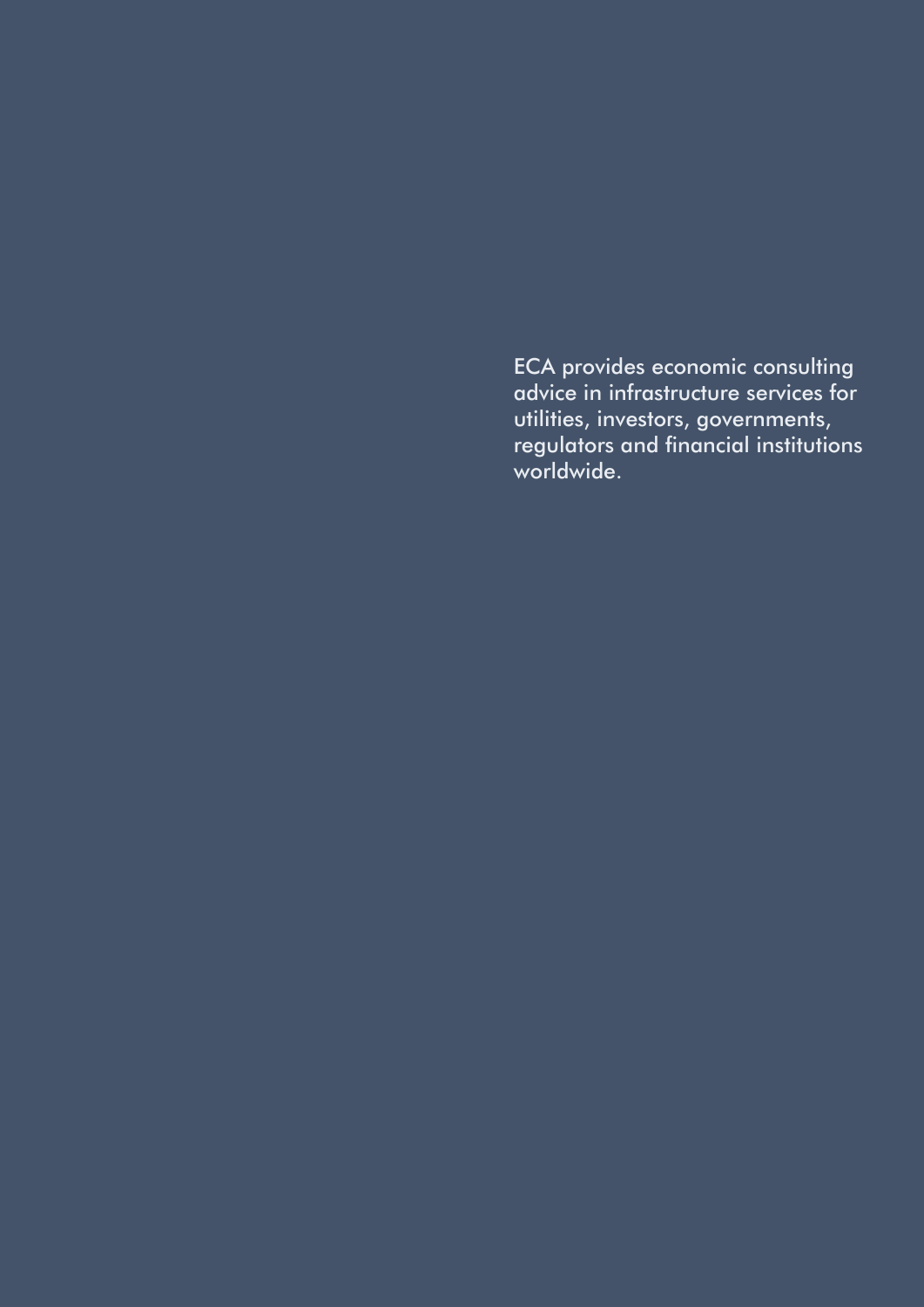ECA provides economic consulting advice in infrastructure services for utilities, investors, governments, regulators and financial institutions worldwide.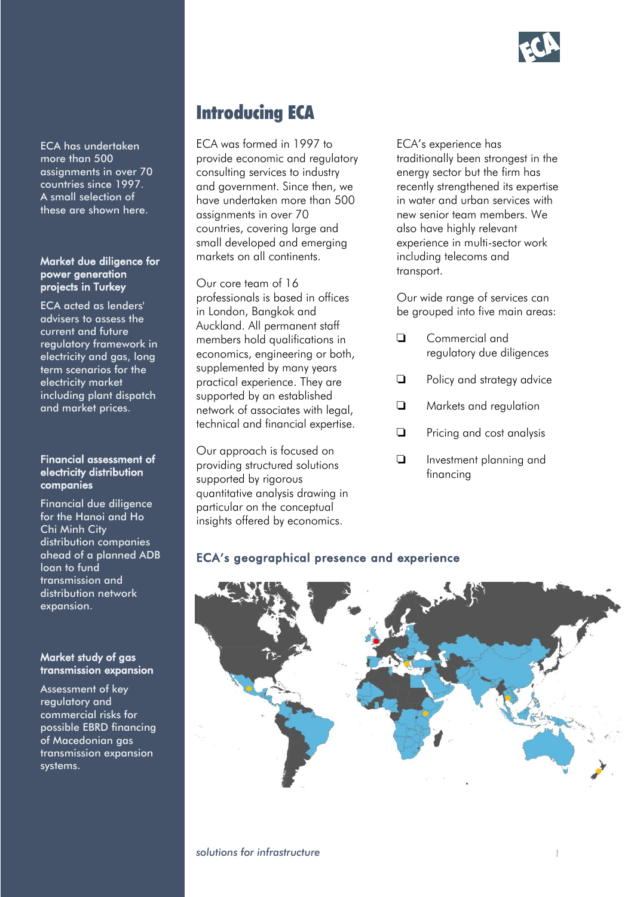# Introducing ECA

ECA has undertaken more than 500 assignments in over 70 countries since 1997. A small selection of these are shown here.

**Market due diligence for power generation projects in Turkey**

ECA acted as lenders' advisers to assess the current and future regulatory framework in electricity and gas, long term scenarios for the electricity market including plant dispatch and market prices.

**Financial assessment of electricity distribution companies**

Financial due diligence for the Hanoi and Ho Chi Minh City distribution companies ahead of a planned ADB loan to fund transmission and distribution network expansion.

**Market study of gas transmission expansion**

Assessment of key regulatory and commercial risks for possible EBRD financing of Macedonian gas transmission expansion systems.

ECA was formed in 1997 to provide economic and regulatory consulting services to industry and government. Since then, we have undertaken more than 500 assignments in over 70 countries, covering large and small developed and emerging markets on all continents.

Our core team of 16 professionals is based in offices in London, Bangkok and Auckland. All permanent staff members hold qualifications in economics, engineering or both, supplemented by many years practical experience. They are supported by an established network of associates with legal, technical and financial expertise.

Our approach is focused on providing structured solutions supported by rigorous quantitative analysis drawing in particular on the conceptual insights offered by economics.

ECA's experience has traditionally been strongest in the energy sector but the firm has recently strengthened its expertise in water and urban services with new senior team members. We also have highly relevant experience in multi-sector work including telecoms and transport.

Our wide range of services can be grouped into five main areas:

- Commercial and regulatory due diligences
- Policy and strategy advice
- Markets and regulation
- Pricing and cost analysis
- Investment planning and financing

## ECA's geographical presence and experience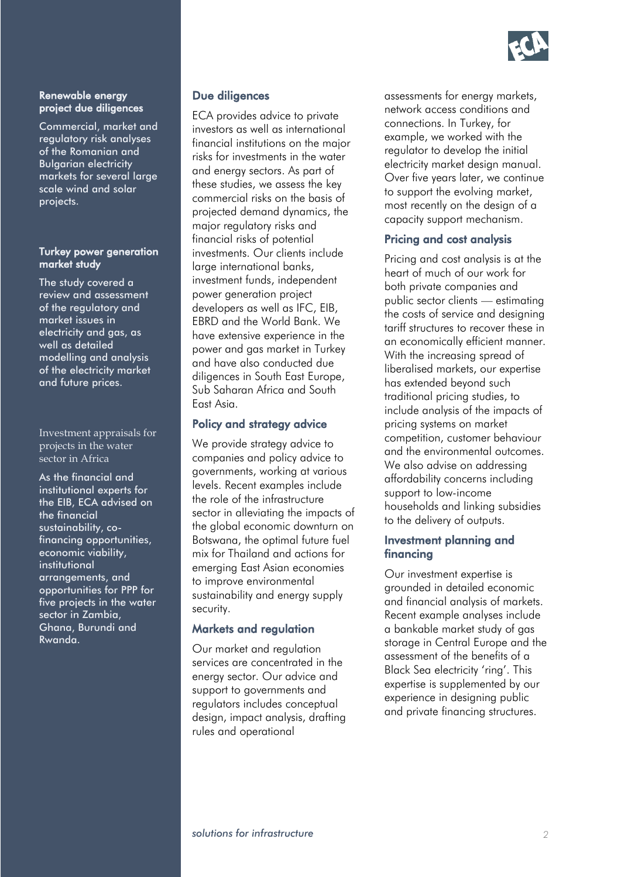### Renewable energy project due diligences

Commercial, market and regulatory risk analyses of the Romanian and Bulgarian electricity markets for several large scale wind and solar projects.

### Turkey power generation market study

The study covered a review and assessment of the regulatory and market issues in electricity and gas, as well as detailed modelling and analysis of the electricity market and future prices.

### Investment appraisals for projects in the water sector in Africa

As the financial and institutional experts for the EIB, ECA advised on the financial sustainability, co-financing opportunities, economic viability, institutional arrangements, and opportunities for PPP for five projects in the water sector in Zambia, Ghana, Burundi and Rwanda.

## Due diligences

ECA provides advice to private investors as well as international financial institutions on the major risks for investments in the water and energy sectors. As part of these studies, we assess the key commercial risks on the basis of projected demand dynamics, the major regulatory risks and financial risks of potential investments. Our clients include large international banks, investment funds, independent power generation project developers as well as IFC, EIB, EBRD and the World Bank. We have extensive experience in the power and gas market in Turkey and have also conducted due diligences in South East Europe, Sub Saharan Africa and South East Asia.

## Policy and strategy advice

We provide strategy advice to companies and policy advice to governments, working at various levels. Recent examples include the role of the infrastructure sector in alleviating the impacts of the global economic downturn on Botswana, the optimal future fuel mix for Thailand and actions for emerging East Asian economies to improve environmental sustainability and energy supply security.

## Markets and regulation

Our market and regulation services are concentrated in the energy sector. Our advice and support to governments and regulators includes conceptual design, impact analysis, drafting rules and operational assessments for energy markets, network access conditions and connections. In Turkey, for example, we worked with the regulator to develop the initial electricity market design manual. Over five years later, we continue to support the evolving market, most recently on the design of a capacity support mechanism.

## Pricing and cost analysis

Pricing and cost analysis is at the heart of much of our work for both private companies and public sector clients — estimating the costs of service and designing tariff structures to recover these in an economically efficient manner. With the increasing spread of liberalised markets, our expertise has extended beyond such traditional pricing studies, to include analysis of the impacts of pricing systems on market competition, customer behaviour and the environmental outcomes. We also advise on addressing affordability concerns including support to low-income households and linking subsidies to the delivery of outputs.

## Investment planning and financing

Our investment expertise is grounded in detailed economic and financial analysis of markets. Recent example analyses include a bankable market study of gas storage in Central Europe and the assessment of the benefits of a Black Sea electricity 'ring'. This expertise is supplemented by our experience in designing public and private financing structures.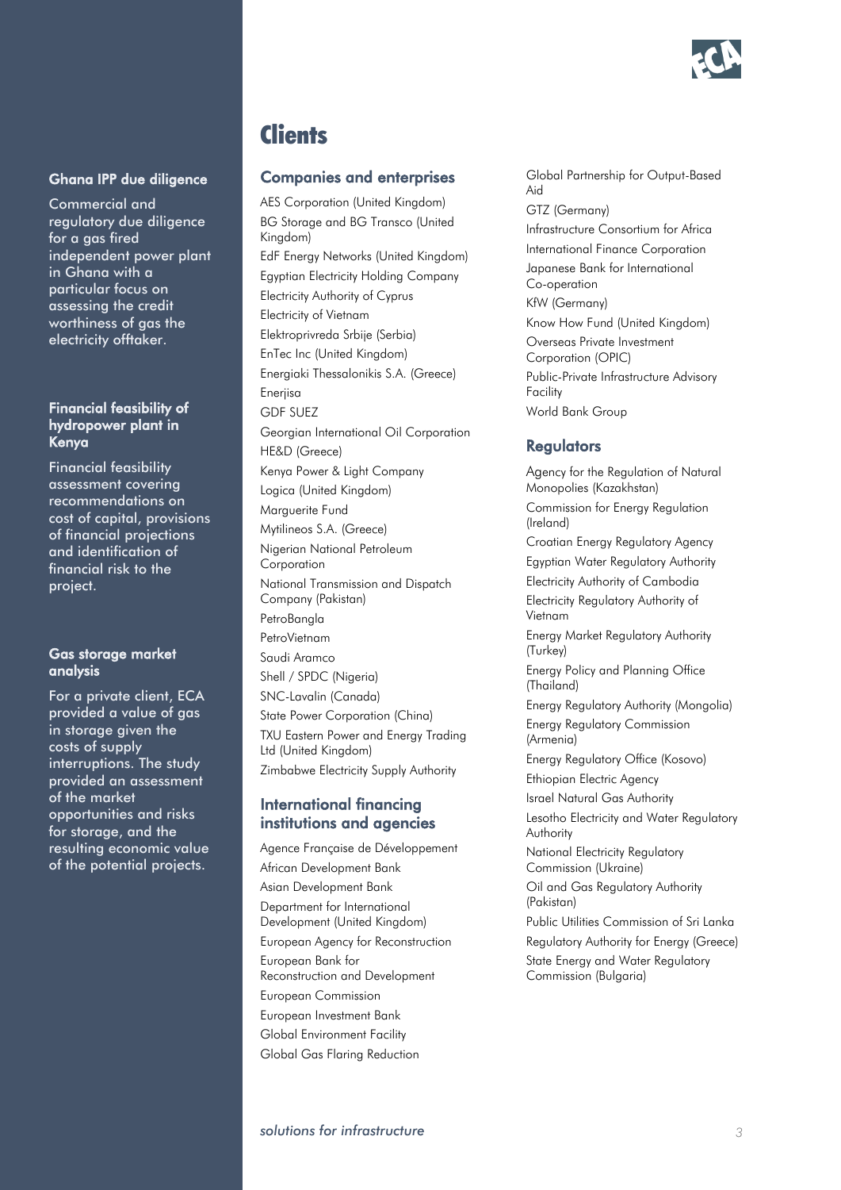## Ghana IPP due diligence

Commercial and regulatory due diligence for a gas fired independent power plant in Ghana with a particular focus on assessing the credit worthiness of gas the electricity offtaker.

## Financial feasibility of hydropower plant in Kenya

Financial feasibility assessment covering recommendations on cost of capital, provisions of financial projections and identification of financial risk to the project.

## Gas storage market analysis

For a private client, ECA provided a value of gas in storage given the costs of supply interruptions. The study provided an assessment of the market opportunities and risks for storage, and the resulting economic value of the potential projects.

# Clients

## Companies and enterprises

AES Corporation (United Kingdom)
BG Storage and BG Transco (United Kingdom)
EdF Energy Networks (United Kingdom)
Egyptian Electricity Holding Company
Electricity Authority of Cyprus
Electricity of Vietnam
Elektroprivreda Srbije (Serbia)
EnTec Inc (United Kingdom)
Energiaki Thessalonikis S.A. (Greece)
Enerjisa
GDF SUEZ
Georgian International Oil Corporation
HE&D (Greece)
Kenya Power & Light Company
Logica (United Kingdom)
Marguerite Fund
Mytilineos S.A. (Greece)
Nigerian National Petroleum Corporation
National Transmission and Dispatch Company (Pakistan)
PetroBangla
PetroVietnam
Saudi Aramco
Shell / SPDC (Nigeria)
SNC-Lavalin (Canada)
State Power Corporation (China)
TXU Eastern Power and Energy Trading Ltd (United Kingdom)
Zimbabwe Electricity Supply Authority

## International financing institutions and agencies

Agence Française de Développement
African Development Bank
Asian Development Bank
Department for International Development (United Kingdom)
European Agency for Reconstruction
European Bank for Reconstruction and Development
European Commission
European Investment Bank
Global Environment Facility
Global Gas Flaring Reduction
Global Partnership for Output-Based Aid
GTZ (Germany)
Infrastructure Consortium for Africa
International Finance Corporation
Japanese Bank for International Co-operation
KfW (Germany)
Know How Fund (United Kingdom)
Overseas Private Investment Corporation (OPIC)
Public-Private Infrastructure Advisory Facility
World Bank Group

## Regulators

Agency for the Regulation of Natural Monopolies (Kazakhstan)
Commission for Energy Regulation (Ireland)
Croatian Energy Regulatory Agency
Egyptian Water Regulatory Authority
Electricity Authority of Cambodia
Electricity Regulatory Authority of Vietnam
Energy Market Regulatory Authority (Turkey)
Energy Policy and Planning Office (Thailand)
Energy Regulatory Authority (Mongolia)
Energy Regulatory Commission (Armenia)
Energy Regulatory Office (Kosovo)
Ethiopian Electric Agency
Israel Natural Gas Authority
Lesotho Electricity and Water Regulatory Authority
National Electricity Regulatory Commission (Ukraine)
Oil and Gas Regulatory Authority (Pakistan)
Public Utilities Commission of Sri Lanka
Regulatory Authority for Energy (Greece)
State Energy and Water Regulatory Commission (Bulgaria)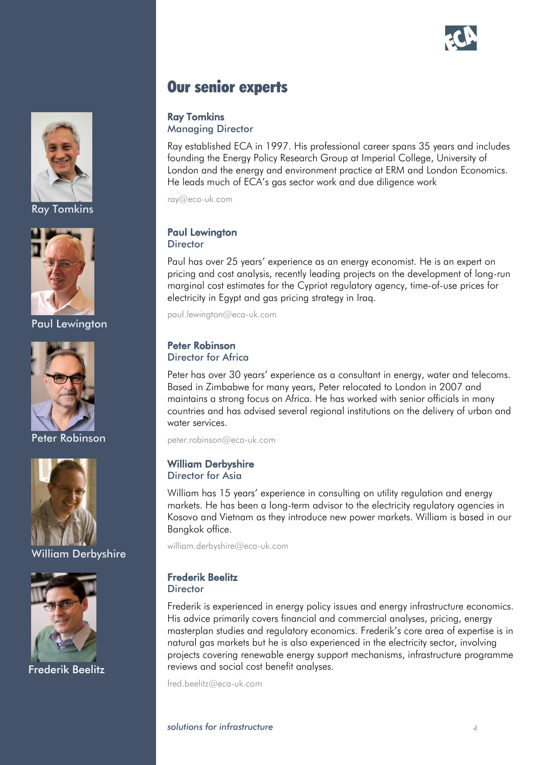# Our senior experts

### Ray Tomkins
Managing Director

Ray established ECA in 1997. His professional career spans 35 years and includes founding the Energy Policy Research Group at Imperial College, University of London and the energy and environment practice at ERM and London Economics. He leads much of ECA's gas sector work and due diligence work

ray@eca-uk.com

### Paul Lewington
Director

Paul has over 25 years' experience as an energy economist. He is an expert on pricing and cost analysis, recently leading projects on the development of long-run marginal cost estimates for the Cypriot regulatory agency, time-of-use prices for electricity in Egypt and gas pricing strategy in Iraq.

paul.lewington@eca-uk.com

### Peter Robinson
Director for Africa

Peter has over 30 years' experience as a consultant in energy, water and telecoms. Based in Zimbabwe for many years, Peter relocated to London in 2007 and maintains a strong focus on Africa. He has worked with senior officials in many countries and has advised several regional institutions on the delivery of urban and water services.

peter.robinson@eca-uk.com

### William Derbyshire
Director for Asia

William has 15 years' experience in consulting on utility regulation and energy markets. He has been a long-term advisor to the electricity regulatory agencies in Kosovo and Vietnam as they introduce new power markets. William is based in our Bangkok office.

william.derbyshire@eca-uk.com

### Frederik Beelitz
Director

Frederik is experienced in energy policy issues and energy infrastructure economics. His advice primarily covers financial and commercial analyses, pricing, energy masterplan studies and regulatory economics. Frederik's core area of expertise is in natural gas markets but he is also experienced in the electricity sector, involving projects covering renewable energy support mechanisms, infrastructure programme reviews and social cost benefit analyses.

fred.beelitz@eca-uk.com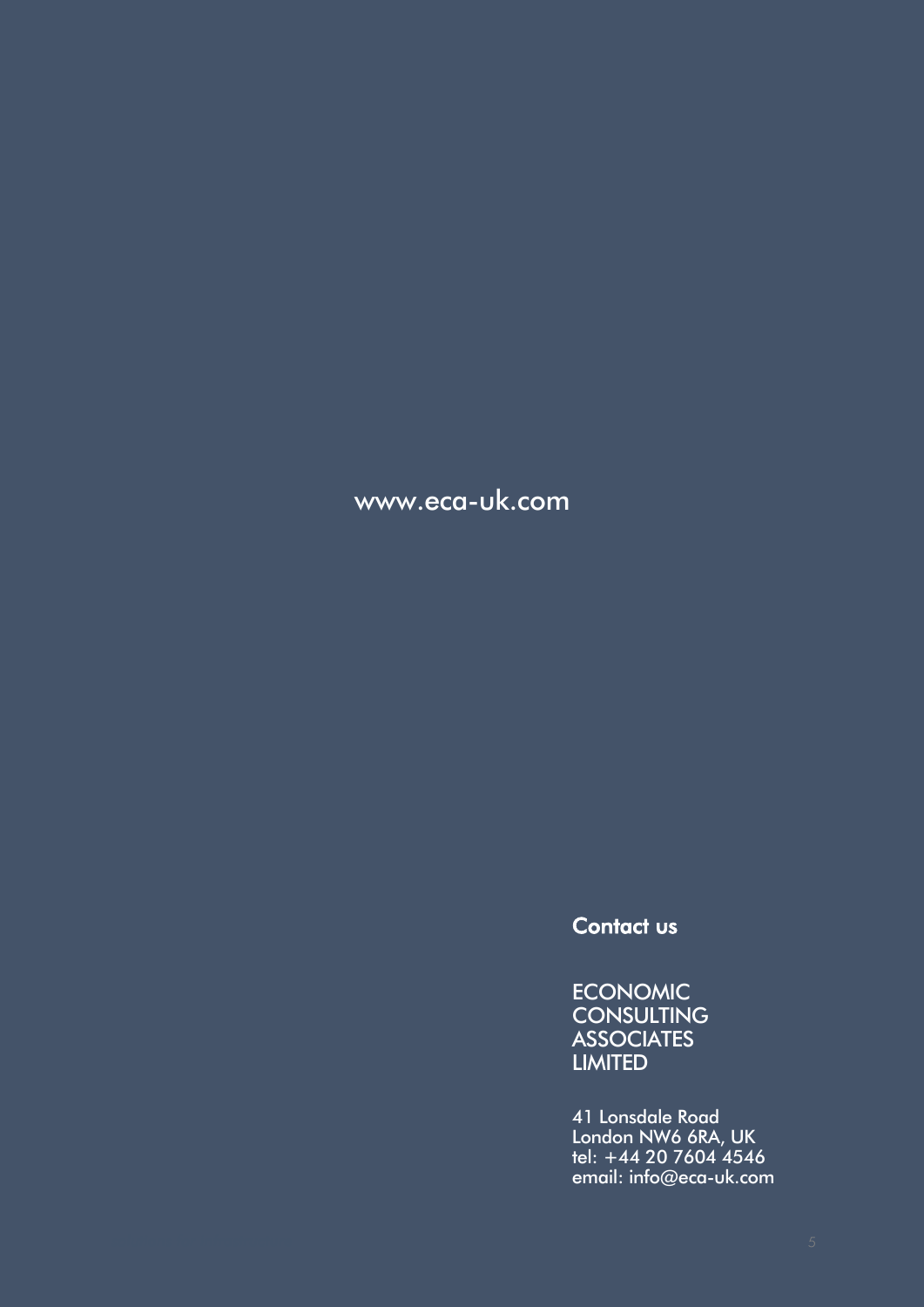www.eca-uk.com

## Contact us

ECONOMIC
CONSULTING
ASSOCIATES
LIMITED

41 Lonsdale Road
London NW6 6RA, UK
tel: +44 20 7604 4546
email: info@eca-uk.com